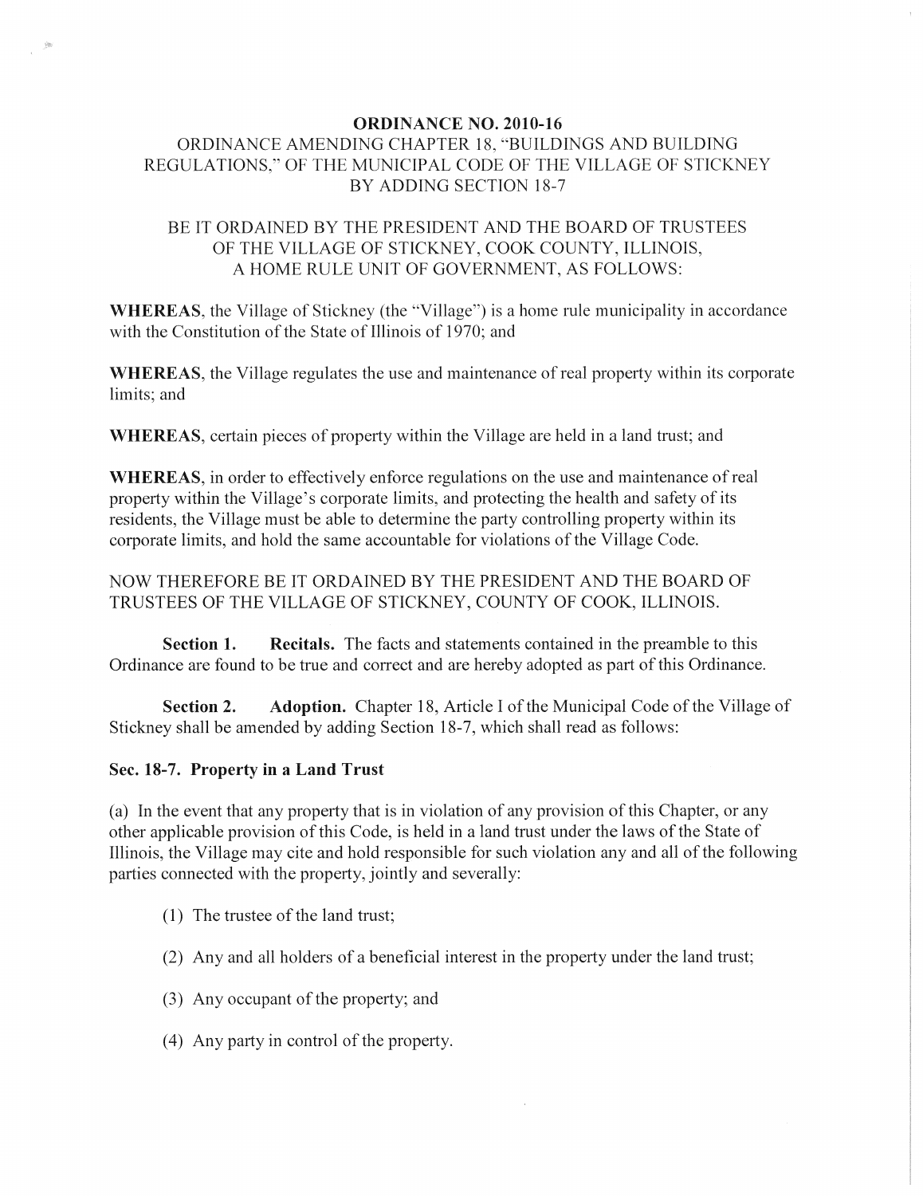# ORDINANCE NO. 2010-16

## ORDINANCE AMENDING CHAPTER 18, "BUILDINGS AND BUILDING REGULATIONS," OF THE MUNICIPAL CODE OF THE VILLAGE OF STICKNEY BY ADDING SECTION 18-7

BE IT ORDAINED BY THE PRESIDENT AND THE BOARD OF TRUSTEES OF THE VILLAGE OF STICKNEY, COOK COUNTY, ILLINOIS, A HOME RULE UNIT OF GOVERNMENT, AS FOLLOWS:

**WHEREAS**, the Village of Stickney (the "Village") is a home rule municipality in accordance with the Constitution of the State of Illinois of 1970; and

**WHEREAS**, the Village regulates the use and maintenance of real property within its corporate limits; and

**WHEREAS**, certain pieces of property within the Village are held in a land trust; and

**WHEREAS**, in order to effectively enforce regulations on the use and maintenance of real property within the Village's corporate limits, and protecting the health and safety of its residents, the Village must be able to determine the party controlling property within its corporate limits, and hold the same accountable for violations of the Village Code.

NOW THEREFORE BE IT ORDAINED BY THE PRESIDENT AND THE BOARD OF TRUSTEES OF THE VILLAGE OF STICKNEY, COUNTY OF COOK, ILLINOIS.

**Section 1. Recitals.** The facts and statements contained in the preamble to this Ordinance are found to be true and correct and are hereby adopted as part of this Ordinance.

**Section 2. Adoption.** Chapter 18, Article I of the Municipal Code of the Village of Stickney shall be amended by adding Section 18-7, which shall read as follows:

**Sec. 18-7. Property in a Land Trust**

(a) In the event that any property that is in violation of any provision of this Chapter, or any other applicable provision of this Code, is held in a land trust under the laws of the State of Illinois, the Village may cite and hold responsible for such violation any and all of the following parties connected with the property, jointly and severally:

(1) The trustee of the land trust;

(2) Any and all holders of a beneficial interest in the property under the land trust;

(3) Any occupant of the property; and

(4) Any party in control of the property.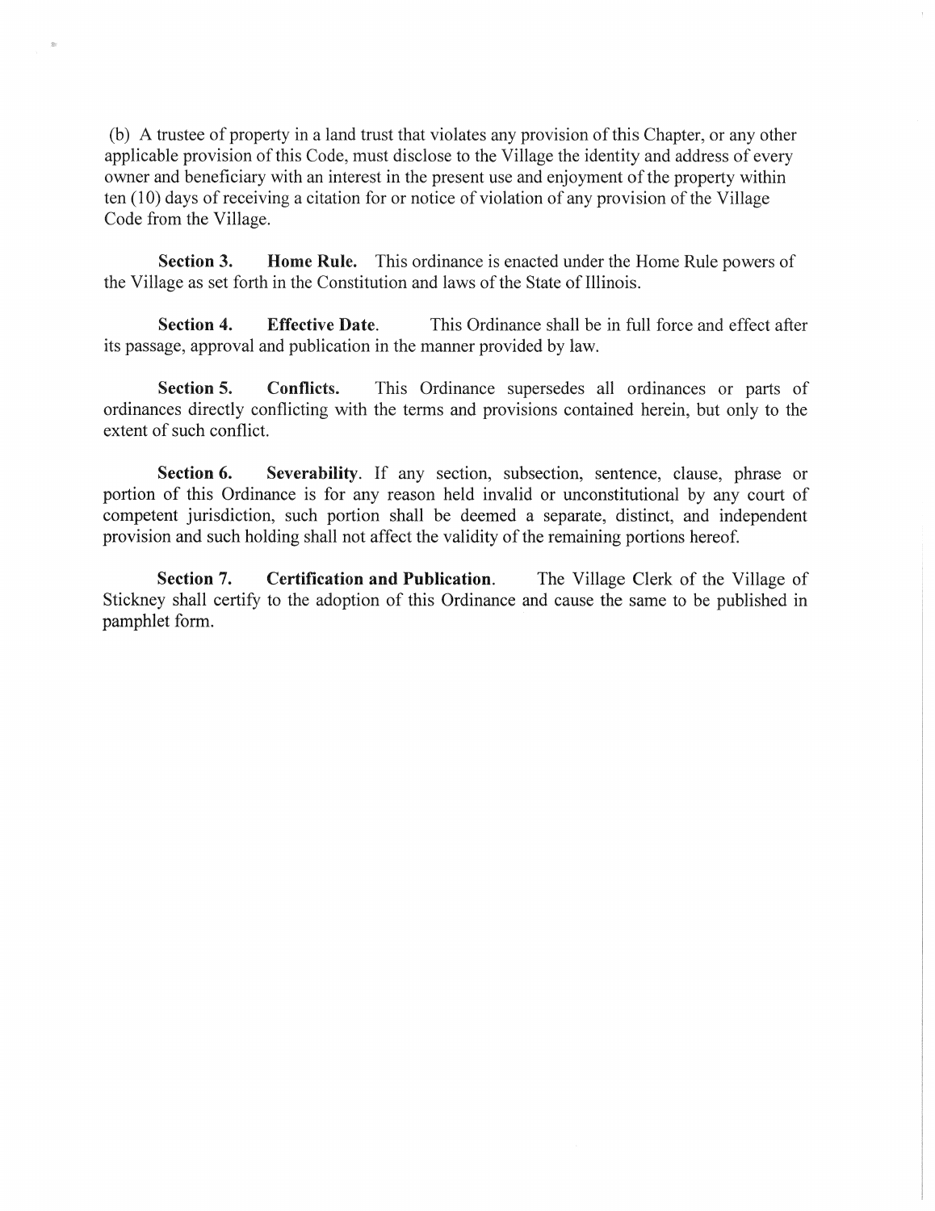(b) A trustee of property in a land trust that violates any provision of this Chapter, or any other applicable provision of this Code, must disclose to the Village the identity and address of every owner and beneficiary with an interest in the present use and enjoyment of the property within ten (10) days of receiving a citation for or notice of violation of any provision of the Village Code from the Village.

**Section 3. Home Rule.** This ordinance is enacted under the Home Rule powers of the Village as set forth in the Constitution and laws of the State of Illinois.

**Section 4. Effective Date.** This Ordinance shall be in full force and effect after its passage, approval and publication in the manner provided by law.

**Section 5. Conflicts.** This Ordinance supersedes all ordinances or parts of ordinances directly conflicting with the terms and provisions contained herein, but only to the extent of such conflict.

**Section 6. Severability.** If any section, subsection, sentence, clause, phrase or portion of this Ordinance is for any reason held invalid or unconstitutional by any court of competent jurisdiction, such portion shall be deemed a separate, distinct, and independent provision and such holding shall not affect the validity of the remaining portions hereof.

**Section 7. Certification and Publication.** The Village Clerk of the Village of Stickney shall certify to the adoption of this Ordinance and cause the same to be published in pamphlet form.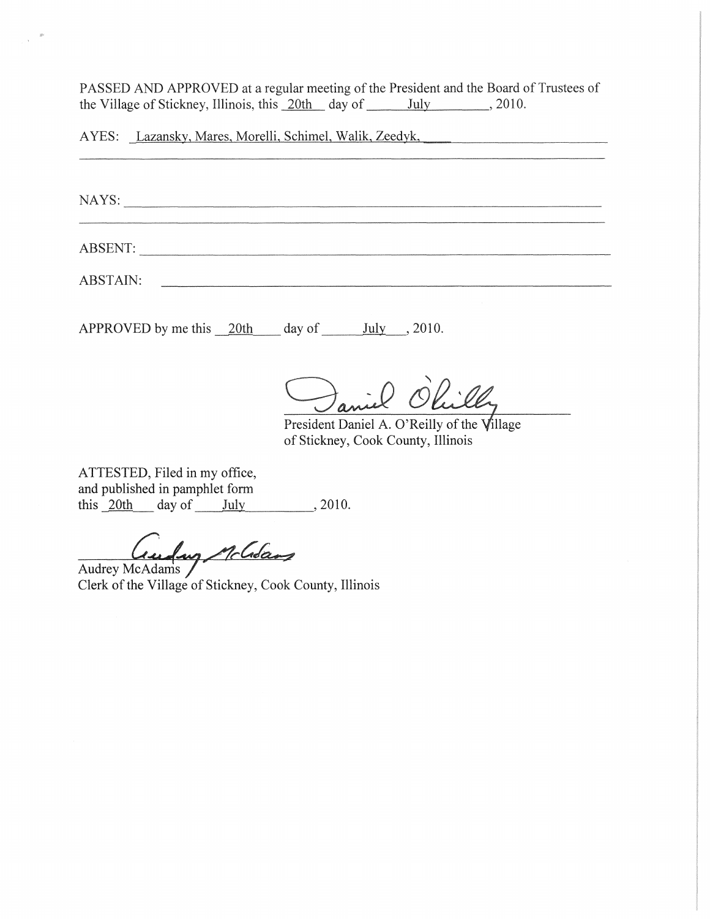PASSED AND APPROVED at a regular meeting of the President and the Board of Trustees of the Village of Stickney, Illinois, this 20th day of July, 2010.

AYES: Lazansky, Mares, Morelli, Schimel, Walik, Zeedyk,

NAYS:

ABSENT:

ABSTAIN:

APPROVED by me this 20th day of July, 2010.

President Daniel A. O'Reilly of the Village
of Stickney, Cook County, Illinois

ATTESTED, Filed in my office,
and published in pamphlet form
this 20th day of July, 2010.

Audrey McAdams
Clerk of the Village of Stickney, Cook County, Illinois